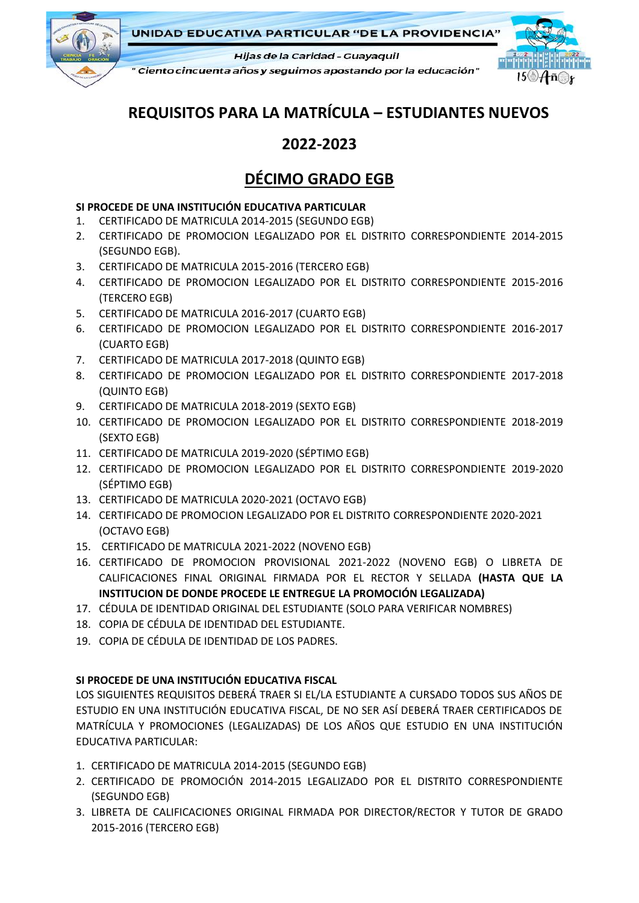UNIDAD EDUCATIVA PARTICULAR "DE LA PROVIDENCIA"

*Hijas de la Caridad - Guayaquil*

*" Ciento cincuenta años y seguimos apostando por la educación"*

# REQUISITOS PARA LA MATRÍCULA – ESTUDIANTES NUEVOS

# 2022-2023

## DÉCIMO GRADO EGB

**SI PROCEDE DE UNA INSTITUCIÓN EDUCATIVA PARTICULAR**

1. CERTIFICADO DE MATRICULA 2014-2015 (SEGUNDO EGB)
2. CERTIFICADO DE PROMOCION LEGALIZADO POR EL DISTRITO CORRESPONDIENTE 2014-2015 (SEGUNDO EGB).
3. CERTIFICADO DE MATRICULA 2015-2016 (TERCERO EGB)
4. CERTIFICADO DE PROMOCION LEGALIZADO POR EL DISTRITO CORRESPONDIENTE 2015-2016 (TERCERO EGB)
5. CERTIFICADO DE MATRICULA 2016-2017 (CUARTO EGB)
6. CERTIFICADO DE PROMOCION LEGALIZADO POR EL DISTRITO CORRESPONDIENTE 2016-2017 (CUARTO EGB)
7. CERTIFICADO DE MATRICULA 2017-2018 (QUINTO EGB)
8. CERTIFICADO DE PROMOCION LEGALIZADO POR EL DISTRITO CORRESPONDIENTE 2017-2018 (QUINTO EGB)
9. CERTIFICADO DE MATRICULA 2018-2019 (SEXTO EGB)
10. CERTIFICADO DE PROMOCION LEGALIZADO POR EL DISTRITO CORRESPONDIENTE 2018-2019 (SEXTO EGB)
11. CERTIFICADO DE MATRICULA 2019-2020 (SÉPTIMO EGB)
12. CERTIFICADO DE PROMOCION LEGALIZADO POR EL DISTRITO CORRESPONDIENTE 2019-2020 (SÉPTIMO EGB)
13. CERTIFICADO DE MATRICULA 2020-2021 (OCTAVO EGB)
14. CERTIFICADO DE PROMOCION LEGALIZADO POR EL DISTRITO CORRESPONDIENTE 2020-2021 (OCTAVO EGB)
15. CERTIFICADO DE MATRICULA 2021-2022 (NOVENO EGB)
16. CERTIFICADO DE PROMOCION PROVISIONAL 2021-2022 (NOVENO EGB) O LIBRETA DE CALIFICACIONES FINAL ORIGINAL FIRMADA POR EL RECTOR Y SELLADA **(HASTA QUE LA INSTITUCION DE DONDE PROCEDE LE ENTREGUE LA PROMOCIÓN LEGALIZADA)**
17. CÉDULA DE IDENTIDAD ORIGINAL DEL ESTUDIANTE (SOLO PARA VERIFICAR NOMBRES)
18. COPIA DE CÉDULA DE IDENTIDAD DEL ESTUDIANTE.
19. COPIA DE CÉDULA DE IDENTIDAD DE LOS PADRES.

**SI PROCEDE DE UNA INSTITUCIÓN EDUCATIVA FISCAL**

LOS SIGUIENTES REQUISITOS DEBERÁ TRAER SI EL/LA ESTUDIANTE A CURSADO TODOS SUS AÑOS DE ESTUDIO EN UNA INSTITUCIÓN EDUCATIVA FISCAL, DE NO SER ASÍ DEBERÁ TRAER CERTIFICADOS DE MATRÍCULA Y PROMOCIONES (LEGALIZADAS) DE LOS AÑOS QUE ESTUDIO EN UNA INSTITUCIÓN EDUCATIVA PARTICULAR:

1. CERTIFICADO DE MATRICULA 2014-2015 (SEGUNDO EGB)
2. CERTIFICADO DE PROMOCIÓN 2014-2015 LEGALIZADO POR EL DISTRITO CORRESPONDIENTE (SEGUNDO EGB)
3. LIBRETA DE CALIFICACIONES ORIGINAL FIRMADA POR DIRECTOR/RECTOR Y TUTOR DE GRADO 2015-2016 (TERCERO EGB)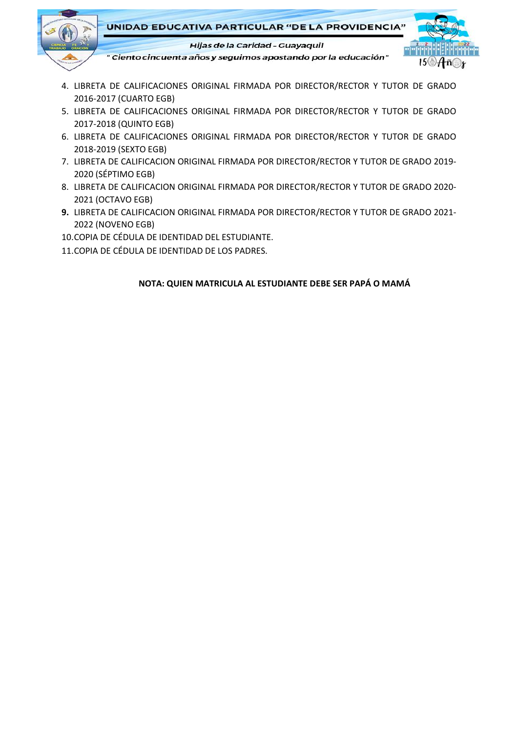4. LIBRETA DE CALIFICACIONES ORIGINAL FIRMADA POR DIRECTOR/RECTOR Y TUTOR DE GRADO 2016-2017 (CUARTO EGB)
5. LIBRETA DE CALIFICACIONES ORIGINAL FIRMADA POR DIRECTOR/RECTOR Y TUTOR DE GRADO 2017-2018 (QUINTO EGB)
6. LIBRETA DE CALIFICACIONES ORIGINAL FIRMADA POR DIRECTOR/RECTOR Y TUTOR DE GRADO 2018-2019 (SEXTO EGB)
7. LIBRETA DE CALIFICACION ORIGINAL FIRMADA POR DIRECTOR/RECTOR Y TUTOR DE GRADO 2019-2020 (SÉPTIMO EGB)
8. LIBRETA DE CALIFICACION ORIGINAL FIRMADA POR DIRECTOR/RECTOR Y TUTOR DE GRADO 2020-2021 (OCTAVO EGB)
9. LIBRETA DE CALIFICACION ORIGINAL FIRMADA POR DIRECTOR/RECTOR Y TUTOR DE GRADO 2021-2022 (NOVENO EGB)
10. COPIA DE CÉDULA DE IDENTIDAD DEL ESTUDIANTE.
11. COPIA DE CÉDULA DE IDENTIDAD DE LOS PADRES.

**NOTA: QUIEN MATRICULA AL ESTUDIANTE DEBE SER PAPÁ O MAMÁ**